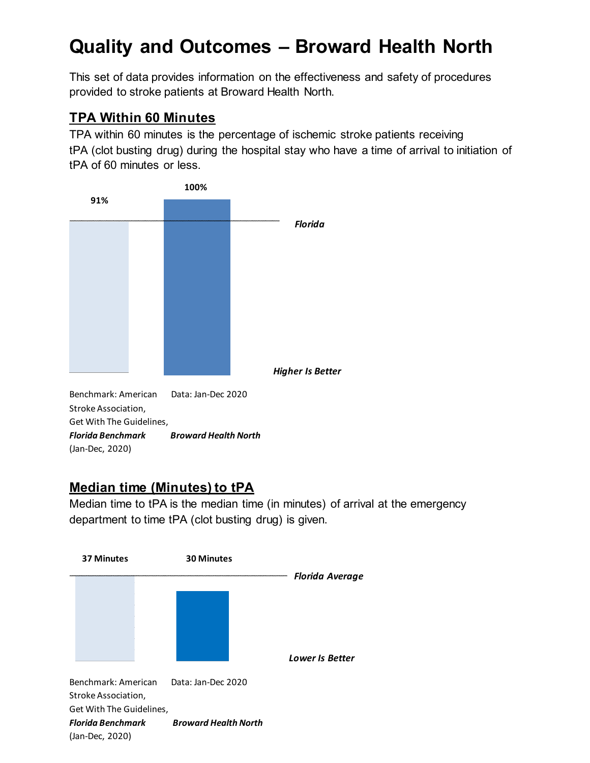# Quality and Outcomes – Broward Health North

This set of data provides information on the effectiveness and safety of procedures provided to stroke patients at Broward Health North.

## TPA Within 60 Minutes

TPA within 60 minutes is the percentage of ischemic stroke patients receiving tPA (clot busting drug) during the hospital stay who have a time of arrival to initiation of tPA of 60 minutes or less.

91%

100%

*Florida*

***Higher Is Better***

Benchmark: American Stroke Association, Get With The Guidelines, ***Florida Benchmark*** (Jan-Dec, 2020)

Data: Jan-Dec 2020 ***Broward Health North***

## Median time (Minutes) to tPA

Median time to tPA is the median time (in minutes) of arrival at the emergency department to time tPA (clot busting drug) is given.

37 Minutes

30 Minutes

***Florida Average***

***Lower Is Better***

Benchmark: American Stroke Association, Get With The Guidelines, ***Florida Benchmark*** (Jan-Dec, 2020)

Data: Jan-Dec 2020 ***Broward Health North***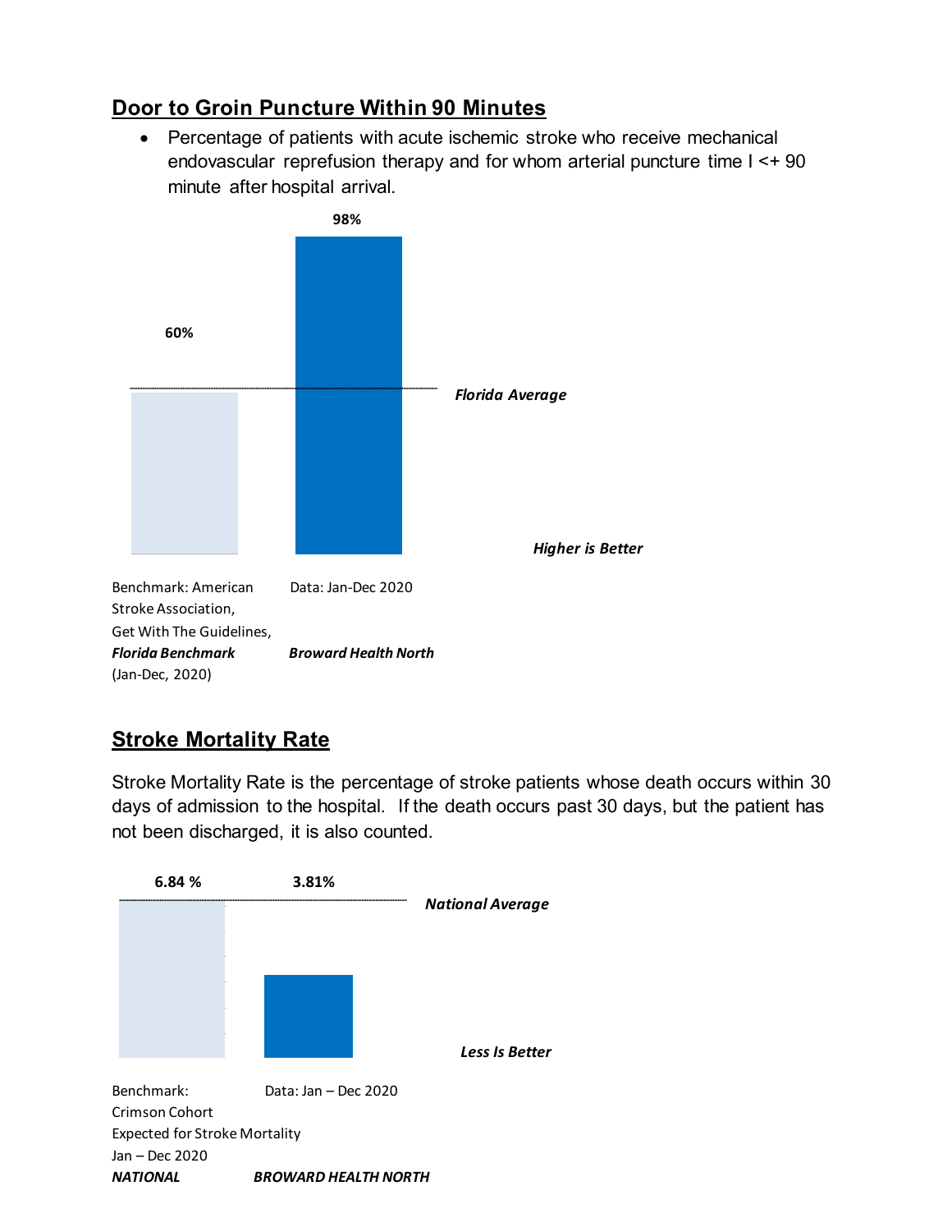## Door to Groin Puncture Within 90 Minutes

- Percentage of patients with acute ischemic stroke who receive mechanical endovascular reprefusion therapy and for whom arterial puncture time I <+ 90 minute after hospital arrival.

98%

60%

*Florida Average*

*Higher is Better*

Benchmark: American Stroke Association, Get With The Guidelines, ***Florida Benchmark*** (Jan-Dec, 2020)

Data: Jan-Dec 2020

***Broward Health North***

## Stroke Mortality Rate

Stroke Mortality Rate is the percentage of stroke patients whose death occurs within 30 days of admission to the hospital. If the death occurs past 30 days, but the patient has not been discharged, it is also counted.

6.84 %

3.81%

*National Average*

*Less Is Better*

Benchmark: Crimson Cohort Expected for Stroke Mortality Jan – Dec 2020

***NATIONAL***

Data: Jan – Dec 2020

***BROWARD HEALTH NORTH***